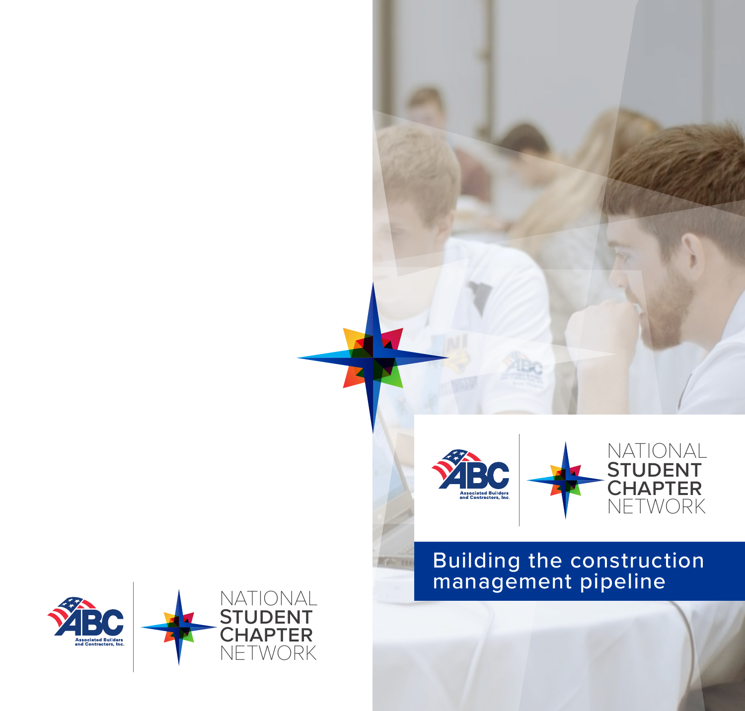Associated Builders and Contractors, Inc.

NATIONAL STUDENT CHAPTER NETWORK

Associated Builders and Contractors, Inc.

NATIONAL STUDENT CHAPTER NETWORK

# Building the construction management pipeline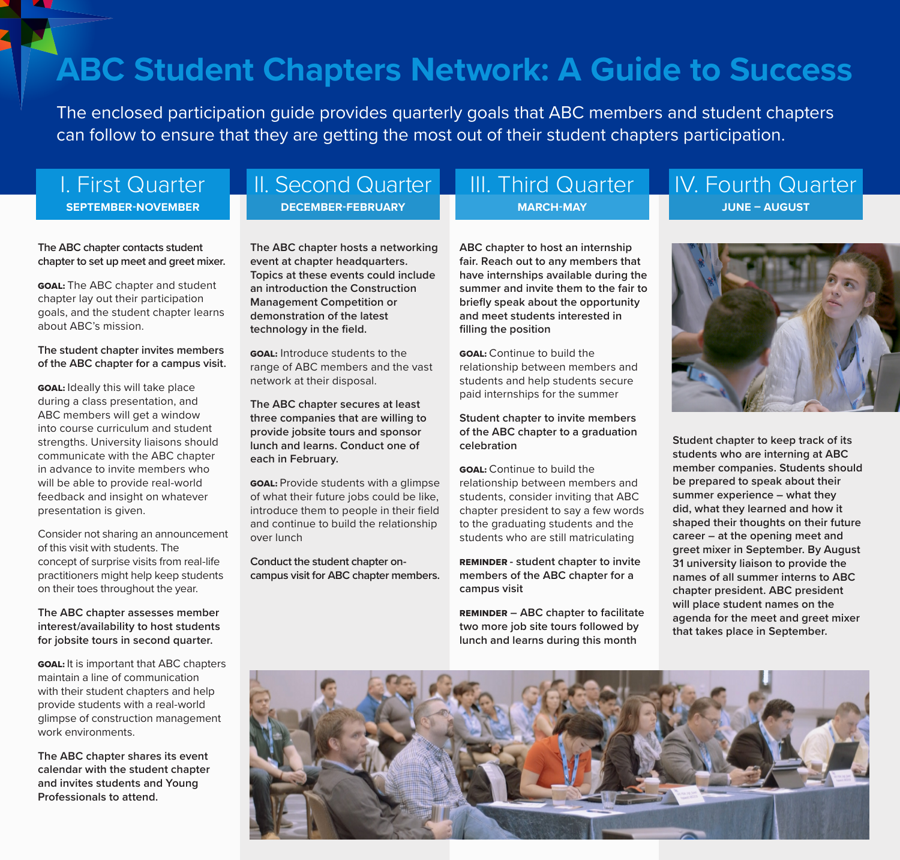# ABC Student Chapters Network: A Guide to Success

The enclosed participation guide provides quarterly goals that ABC members and student chapters can follow to ensure that they are getting the most out of their student chapters participation.

## I. First Quarter

**SEPTEMBER-NOVEMBER**

**The ABC chapter contacts student chapter to set up meet and greet mixer.**

**GOAL:** The ABC chapter and student chapter lay out their participation goals, and the student chapter learns about ABC's mission.

**The student chapter invites members of the ABC chapter for a campus visit.**

**GOAL:** Ideally this will take place during a class presentation, and ABC members will get a window into course curriculum and student strengths. University liaisons should communicate with the ABC chapter in advance to invite members who will be able to provide real-world feedback and insight on whatever presentation is given.

Consider not sharing an announcement of this visit with students. The concept of surprise visits from real-life practitioners might help keep students on their toes throughout the year.

**The ABC chapter assesses member interest/availability to host students for jobsite tours in second quarter.**

**GOAL:** It is important that ABC chapters maintain a line of communication with their student chapters and help provide students with a real-world glimpse of construction management work environments.

**The ABC chapter shares its event calendar with the student chapter and invites students and Young Professionals to attend.**

## II. Second Quarter

**DECEMBER-FEBRUARY**

**The ABC chapter hosts a networking event at chapter headquarters. Topics at these events could include an introduction the Construction Management Competition or demonstration of the latest technology in the field.**

**GOAL:** Introduce students to the range of ABC members and the vast network at their disposal.

**The ABC chapter secures at least three companies that are willing to provide jobsite tours and sponsor lunch and learns. Conduct one of each in February.**

**GOAL:** Provide students with a glimpse of what their future jobs could be like, introduce them to people in their field and continue to build the relationship over lunch

**Conduct the student chapter on-campus visit for ABC chapter members.**

## III. Third Quarter

**MARCH-MAY**

**ABC chapter to host an internship fair. Reach out to any members that have internships available during the summer and invite them to the fair to briefly speak about the opportunity and meet students interested in filling the position**

**GOAL:** Continue to build the relationship between members and students and help students secure paid internships for the summer

**Student chapter to invite members of the ABC chapter to a graduation celebration**

**GOAL:** Continue to build the relationship between members and students, consider inviting that ABC chapter president to say a few words to the graduating students and the students who are still matriculating

**REMINDER - student chapter to invite members of the ABC chapter for a campus visit**

**REMINDER – ABC chapter to facilitate two more job site tours followed by lunch and learns during this month**

## IV. Fourth Quarter

**JUNE – AUGUST**

**Student chapter to keep track of its students who are interning at ABC member companies. Students should be prepared to speak about their summer experience – what they did, what they learned and how it shaped their thoughts on their future career – at the opening meet and greet mixer in September. By August 31 university liaison to provide the names of all summer interns to ABC chapter president. ABC president will place student names on the agenda for the meet and greet mixer that takes place in September.**